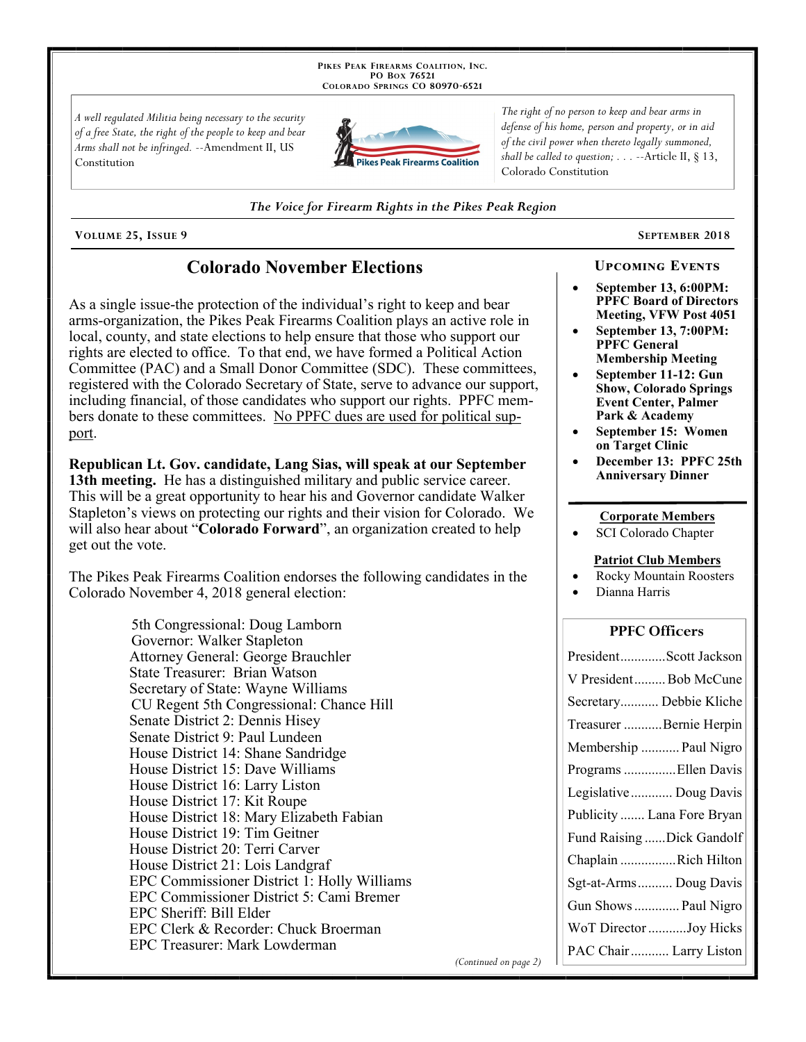PIKES PEAK FIREARMS COALITION, INC.
PO BOX 76521
COLORADO SPRINGS CO 80970-6521

*A well regulated Militia being necessary to the security of a free State, the right of the people to keep and bear Arms shall not be infringed.* --Amendment II, US Constitution

*The right of no person to keep and bear arms in defense of his home, person and property, or in aid of the civil power when thereto legally summoned, shall be called to question; . . .* --Article II, § 13, Colorado Constitution

*The Voice for Firearm Rights in the Pikes Peak Region*

**VOLUME 25, ISSUE 9** — **SEPTEMBER 2018**

# Colorado November Elections

As a single issue-the protection of the individual's right to keep and bear arms-organization, the Pikes Peak Firearms Coalition plays an active role in local, county, and state elections to help ensure that those who support our rights are elected to office. To that end, we have formed a Political Action Committee (PAC) and a Small Donor Committee (SDC). These committees, registered with the Colorado Secretary of State, serve to advance our support, including financial, of those candidates who support our rights. PPFC members donate to these committees. <u>No PPFC dues are used for political support</u>.

**Republican Lt. Gov. candidate, Lang Sias, will speak at our September 13th meeting.** He has a distinguished military and public service career. This will be a great opportunity to hear his and Governor candidate Walker Stapleton's views on protecting our rights and their vision for Colorado. We will also hear about "**Colorado Forward**", an organization created to help get out the vote.

The Pikes Peak Firearms Coalition endorses the following candidates in the Colorado November 4, 2018 general election:

5th Congressional: Doug Lamborn
Governor: Walker Stapleton
Attorney General: George Brauchler
State Treasurer: Brian Watson
Secretary of State: Wayne Williams
CU Regent 5th Congressional: Chance Hill
Senate District 2: Dennis Hisey
Senate District 9: Paul Lundeen
House District 14: Shane Sandridge
House District 15: Dave Williams
House District 16: Larry Liston
House District 17: Kit Roupe
House District 18: Mary Elizabeth Fabian
House District 19: Tim Geitner
House District 20: Terri Carver
House District 21: Lois Landgraf
EPC Commissioner District 1: Holly Williams
EPC Commissioner District 5: Cami Bremer
EPC Sheriff: Bill Elder
EPC Clerk & Recorder: Chuck Broerman
EPC Treasurer: Mark Lowderman

*(Continued on page 2)*

## UPCOMING EVENTS

- **September 13, 6:00PM: PPFC Board of Directors Meeting, VFW Post 4051**
- **September 13, 7:00PM: PPFC General Membership Meeting**
- **September 11-12: Gun Show, Colorado Springs Event Center, Palmer Park & Academy**
- **September 15: Women on Target Clinic**
- **December 13: PPFC 25th Anniversary Dinner**

**<u>Corporate Members</u>**

- SCI Colorado Chapter

**<u>Patriot Club Members</u>**

- Rocky Mountain Roosters
- Dianna Harris

## PPFC Officers

| Office | Name |
|---|---|
| President | Scott Jackson |
| V President | Bob McCune |
| Secretary | Debbie Kliche |
| Treasurer | Bernie Herpin |
| Membership | Paul Nigro |
| Programs | Ellen Davis |
| Legislative | Doug Davis |
| Publicity | Lana Fore Bryan |
| Fund Raising | Dick Gandolf |
| Chaplain | Rich Hilton |
| Sgt-at-Arms | Doug Davis |
| Gun Shows | Paul Nigro |
| WoT Director | Joy Hicks |
| PAC Chair | Larry Liston |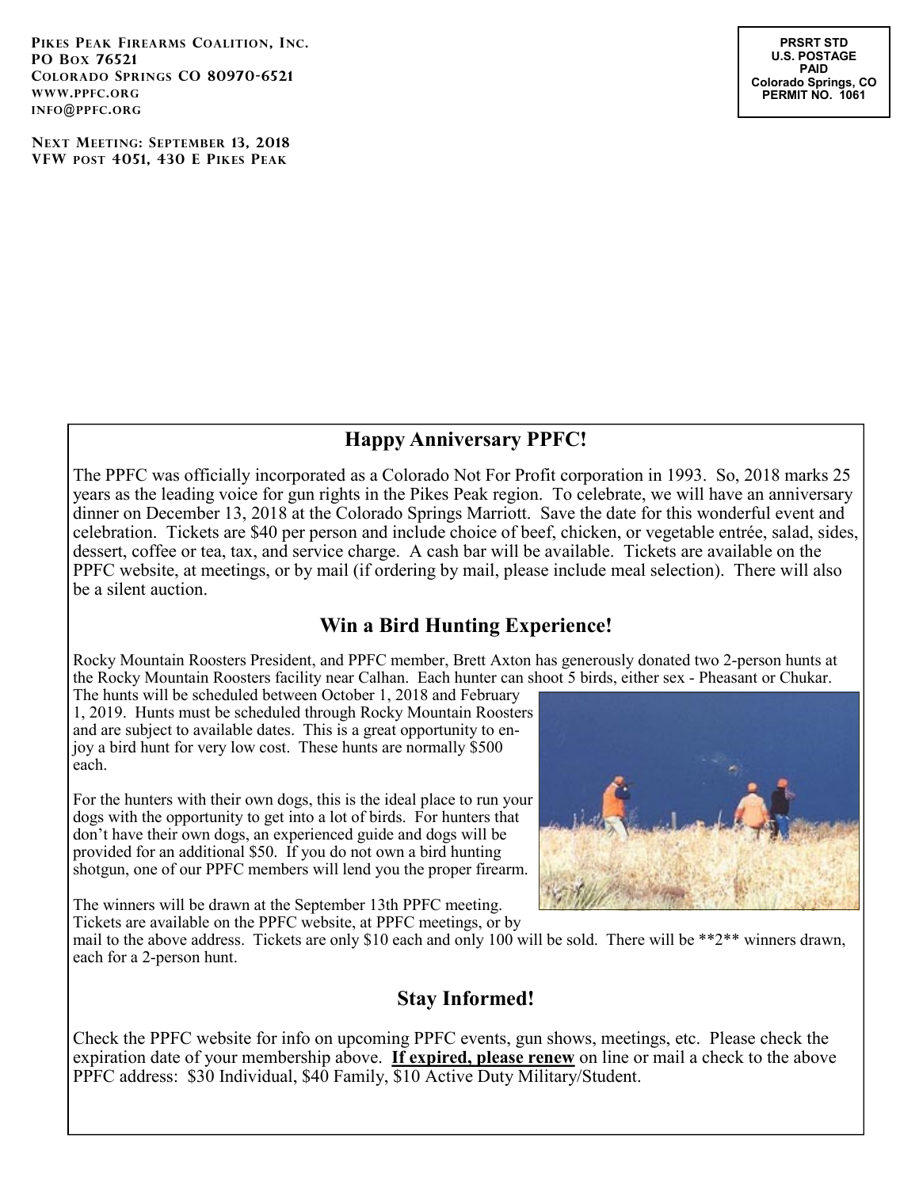PIKES PEAK FIREARMS COALITION, INC.
PO BOX 76521
COLORADO SPRINGS CO 80970-6521
WWW.PPFC.ORG
INFO@PPFC.ORG

PRSRT STD
U.S. POSTAGE
PAID
Colorado Springs, CO
PERMIT NO. 1061

NEXT MEETING: SEPTEMBER 13, 2018
VFW POST 4051, 430 E PIKES PEAK

## Happy Anniversary PPFC!

The PPFC was officially incorporated as a Colorado Not For Profit corporation in 1993. So, 2018 marks 25 years as the leading voice for gun rights in the Pikes Peak region. To celebrate, we will have an anniversary dinner on December 13, 2018 at the Colorado Springs Marriott. Save the date for this wonderful event and celebration. Tickets are $40 per person and include choice of beef, chicken, or vegetable entrée, salad, sides, dessert, coffee or tea, tax, and service charge. A cash bar will be available. Tickets are available on the PPFC website, at meetings, or by mail (if ordering by mail, please include meal selection). There will also be a silent auction.

## Win a Bird Hunting Experience!

Rocky Mountain Roosters President, and PPFC member, Brett Axton has generously donated two 2-person hunts at the Rocky Mountain Roosters facility near Calhan. Each hunter can shoot 5 birds, either sex - Pheasant or Chukar. The hunts will be scheduled between October 1, 2018 and February 1, 2019. Hunts must be scheduled through Rocky Mountain Roosters and are subject to available dates. This is a great opportunity to enjoy a bird hunt for very low cost. These hunts are normally $500 each.

For the hunters with their own dogs, this is the ideal place to run your dogs with the opportunity to get into a lot of birds. For hunters that don't have their own dogs, an experienced guide and dogs will be provided for an additional $50. If you do not own a bird hunting shotgun, one of our PPFC members will lend you the proper firearm.

The winners will be drawn at the September 13th PPFC meeting. Tickets are available on the PPFC website, at PPFC meetings, or by mail to the above address. Tickets are only $10 each and only 100 will be sold. There will be **2** winners drawn, each for a 2-person hunt.

## Stay Informed!

Check the PPFC website for info on upcoming PPFC events, gun shows, meetings, etc. Please check the expiration date of your membership above. **If expired, please renew** on line or mail a check to the above PPFC address: $30 Individual, $40 Family, $10 Active Duty Military/Student.